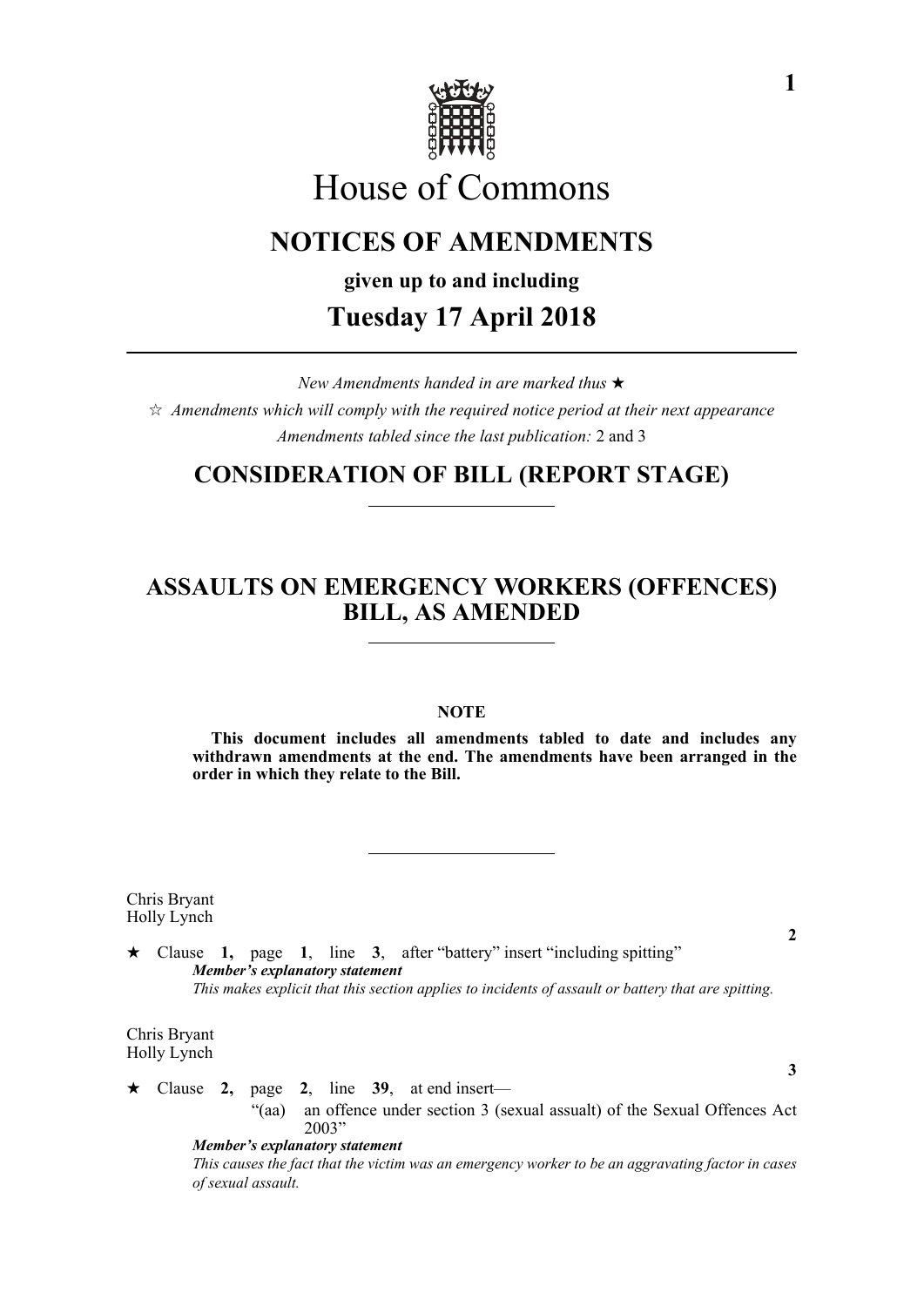# House of Commons

## NOTICES OF AMENDMENTS

**given up to and including**

## Tuesday 17 April 2018

*New Amendments handed in are marked thus ★*

☆ *Amendments which will comply with the required notice period at their next appearance*

*Amendments tabled since the last publication:* 2 and 3

## CONSIDERATION OF BILL (REPORT STAGE)

## ASSAULTS ON EMERGENCY WORKERS (OFFENCES) BILL, AS AMENDED

**NOTE**

**This document includes all amendments tabled to date and includes any withdrawn amendments at the end. The amendments have been arranged in the order in which they relate to the Bill.**

Chris Bryant
Holly Lynch

**2**

★ Clause **1,** page **1**, line **3**, after "battery" insert "including spitting"

***Member's explanatory statement***

*This makes explicit that this section applies to incidents of assault or battery that are spitting.*

Chris Bryant
Holly Lynch

**3**

★ Clause **2,** page **2**, line **39**, at end insert—

"(aa) an offence under section 3 (sexual assault) of the Sexual Offences Act 2003"

***Member's explanatory statement***

*This causes the fact that the victim was an emergency worker to be an aggravating factor in cases of sexual assault.*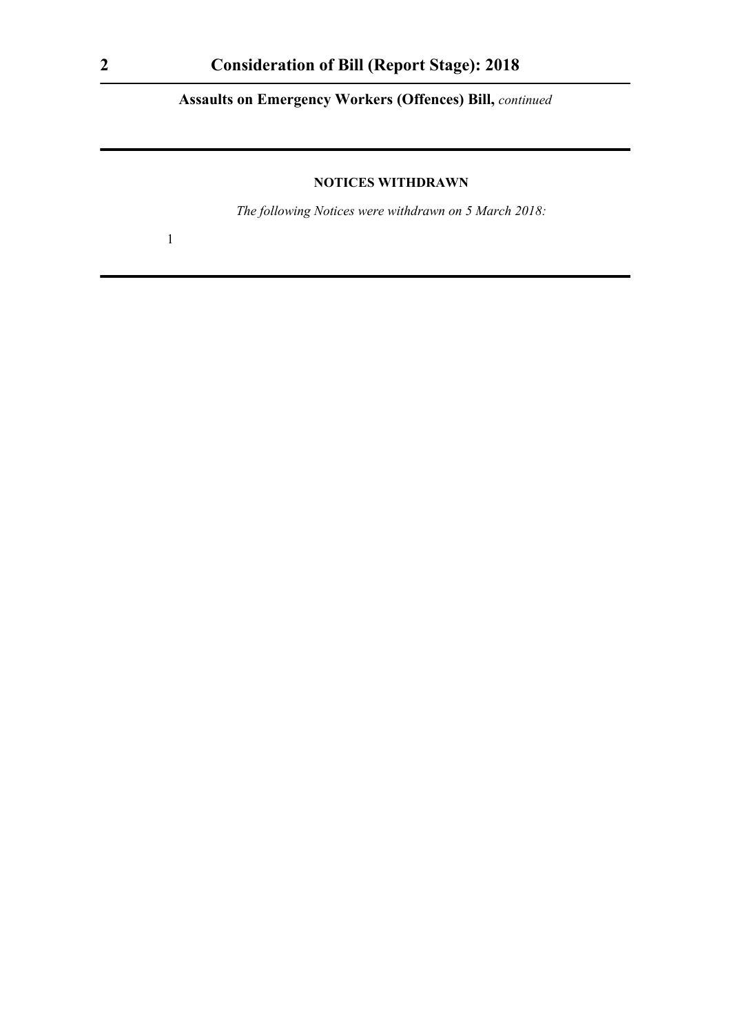**Assaults on Emergency Workers (Offences) Bill,** *continued*

---

**NOTICES WITHDRAWN**

*The following Notices were withdrawn on 5 March 2018:*

1

---